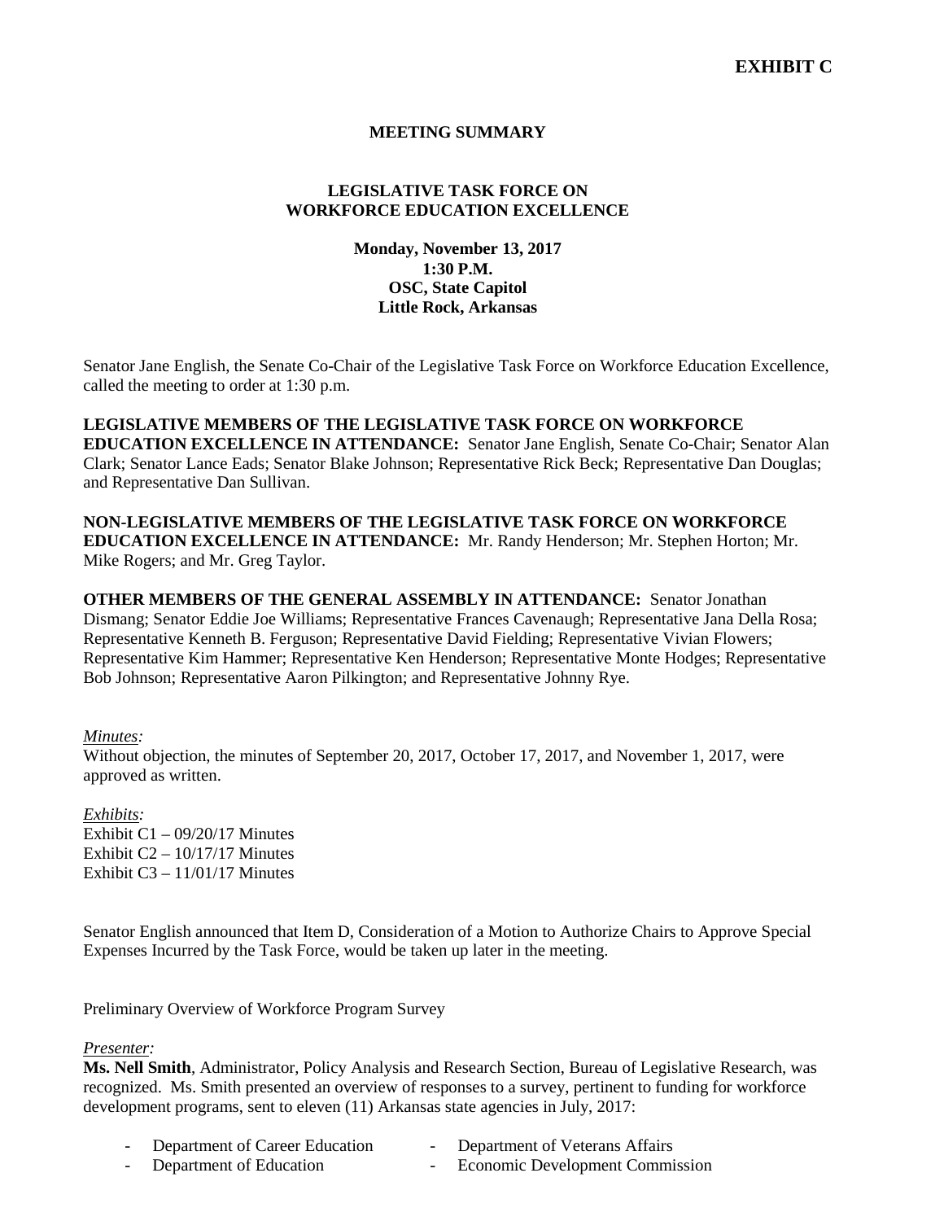**EXHIBIT C**

**MEETING SUMMARY**

**LEGISLATIVE TASK FORCE ON WORKFORCE EDUCATION EXCELLENCE**

**Monday, November 13, 2017**
**1:30 P.M.**
**OSC, State Capitol**
**Little Rock, Arkansas**

Senator Jane English, the Senate Co-Chair of the Legislative Task Force on Workforce Education Excellence, called the meeting to order at 1:30 p.m.

**LEGISLATIVE MEMBERS OF THE LEGISLATIVE TASK FORCE ON WORKFORCE EDUCATION EXCELLENCE IN ATTENDANCE:** Senator Jane English, Senate Co-Chair; Senator Alan Clark; Senator Lance Eads; Senator Blake Johnson; Representative Rick Beck; Representative Dan Douglas; and Representative Dan Sullivan.

**NON-LEGISLATIVE MEMBERS OF THE LEGISLATIVE TASK FORCE ON WORKFORCE EDUCATION EXCELLENCE IN ATTENDANCE:** Mr. Randy Henderson; Mr. Stephen Horton; Mr. Mike Rogers; and Mr. Greg Taylor.

**OTHER MEMBERS OF THE GENERAL ASSEMBLY IN ATTENDANCE:** Senator Jonathan Dismang; Senator Eddie Joe Williams; Representative Frances Cavenaugh; Representative Jana Della Rosa; Representative Kenneth B. Ferguson; Representative David Fielding; Representative Vivian Flowers; Representative Kim Hammer; Representative Ken Henderson; Representative Monte Hodges; Representative Bob Johnson; Representative Aaron Pilkington; and Representative Johnny Rye.

*Minutes:*
Without objection, the minutes of September 20, 2017, October 17, 2017, and November 1, 2017, were approved as written.

*Exhibits:*
Exhibit C1 – 09/20/17 Minutes
Exhibit C2 – 10/17/17 Minutes
Exhibit C3 – 11/01/17 Minutes

Senator English announced that Item D, Consideration of a Motion to Authorize Chairs to Approve Special Expenses Incurred by the Task Force, would be taken up later in the meeting.

Preliminary Overview of Workforce Program Survey

*Presenter:*
**Ms. Nell Smith**, Administrator, Policy Analysis and Research Section, Bureau of Legislative Research, was recognized. Ms. Smith presented an overview of responses to a survey, pertinent to funding for workforce development programs, sent to eleven (11) Arkansas state agencies in July, 2017:

- Department of Career Education
- Department of Education
- Department of Veterans Affairs
- Economic Development Commission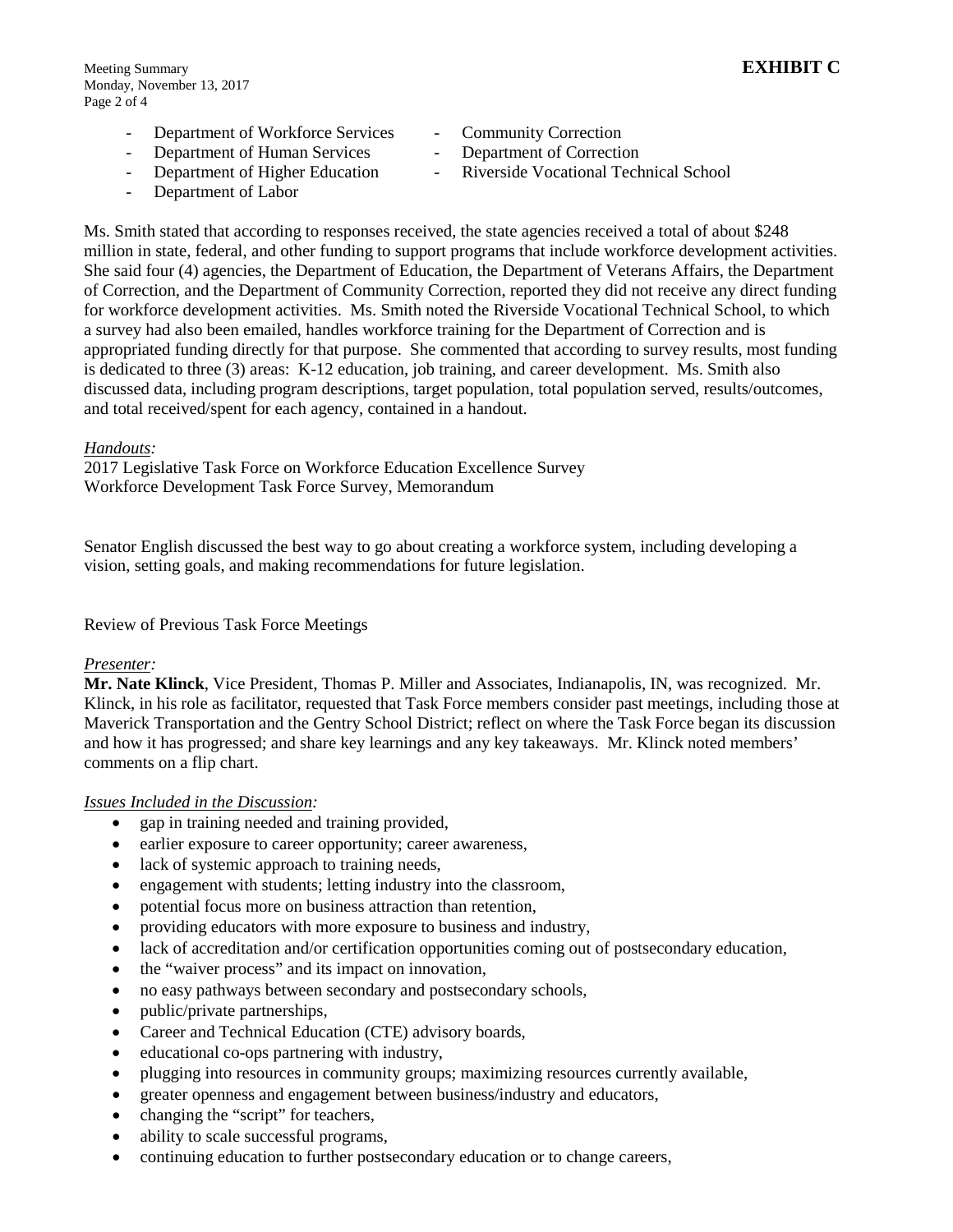- Department of Workforce Services
- Department of Human Services
- Department of Higher Education
- Department of Labor
- Community Correction
- Department of Correction
- Riverside Vocational Technical School

Ms. Smith stated that according to responses received, the state agencies received a total of about $248 million in state, federal, and other funding to support programs that include workforce development activities. She said four (4) agencies, the Department of Education, the Department of Veterans Affairs, the Department of Correction, and the Department of Community Correction, reported they did not receive any direct funding for workforce development activities. Ms. Smith noted the Riverside Vocational Technical School, to which a survey had also been emailed, handles workforce training for the Department of Correction and is appropriated funding directly for that purpose. She commented that according to survey results, most funding is dedicated to three (3) areas: K-12 education, job training, and career development. Ms. Smith also discussed data, including program descriptions, target population, total population served, results/outcomes, and total received/spent for each agency, contained in a handout.

*Handouts:*
2017 Legislative Task Force on Workforce Education Excellence Survey
Workforce Development Task Force Survey, Memorandum

Senator English discussed the best way to go about creating a workforce system, including developing a vision, setting goals, and making recommendations for future legislation.

Review of Previous Task Force Meetings

*Presenter:*
**Mr. Nate Klinck**, Vice President, Thomas P. Miller and Associates, Indianapolis, IN, was recognized. Mr. Klinck, in his role as facilitator, requested that Task Force members consider past meetings, including those at Maverick Transportation and the Gentry School District; reflect on where the Task Force began its discussion and how it has progressed; and share key learnings and any key takeaways. Mr. Klinck noted members' comments on a flip chart.

*Issues Included in the Discussion:*

- gap in training needed and training provided,
- earlier exposure to career opportunity; career awareness,
- lack of systemic approach to training needs,
- engagement with students; letting industry into the classroom,
- potential focus more on business attraction than retention,
- providing educators with more exposure to business and industry,
- lack of accreditation and/or certification opportunities coming out of postsecondary education,
- the "waiver process" and its impact on innovation,
- no easy pathways between secondary and postsecondary schools,
- public/private partnerships,
- Career and Technical Education (CTE) advisory boards,
- educational co-ops partnering with industry,
- plugging into resources in community groups; maximizing resources currently available,
- greater openness and engagement between business/industry and educators,
- changing the "script" for teachers,
- ability to scale successful programs,
- continuing education to further postsecondary education or to change careers,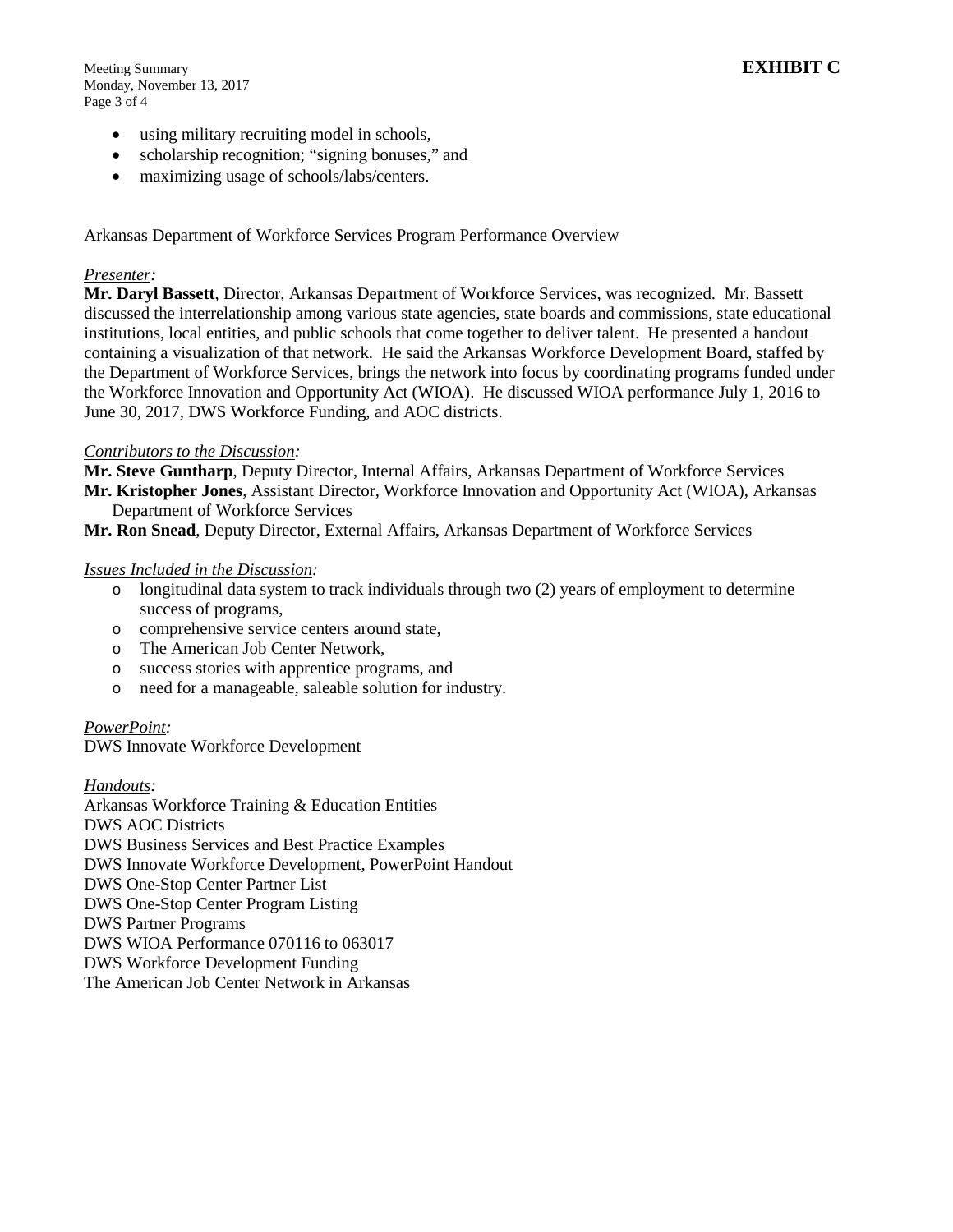- using military recruiting model in schools,
- scholarship recognition; "signing bonuses," and
- maximizing usage of schools/labs/centers.

Arkansas Department of Workforce Services Program Performance Overview

*Presenter:*

**Mr. Daryl Bassett**, Director, Arkansas Department of Workforce Services, was recognized. Mr. Bassett discussed the interrelationship among various state agencies, state boards and commissions, state educational institutions, local entities, and public schools that come together to deliver talent. He presented a handout containing a visualization of that network. He said the Arkansas Workforce Development Board, staffed by the Department of Workforce Services, brings the network into focus by coordinating programs funded under the Workforce Innovation and Opportunity Act (WIOA). He discussed WIOA performance July 1, 2016 to June 30, 2017, DWS Workforce Funding, and AOC districts.

*Contributors to the Discussion:*

**Mr. Steve Guntharp**, Deputy Director, Internal Affairs, Arkansas Department of Workforce Services
**Mr. Kristopher Jones**, Assistant Director, Workforce Innovation and Opportunity Act (WIOA), Arkansas Department of Workforce Services
**Mr. Ron Snead**, Deputy Director, External Affairs, Arkansas Department of Workforce Services

*Issues Included in the Discussion:*

- longitudinal data system to track individuals through two (2) years of employment to determine success of programs,
- comprehensive service centers around state,
- The American Job Center Network,
- success stories with apprentice programs, and
- need for a manageable, saleable solution for industry.

*PowerPoint:*

DWS Innovate Workforce Development

*Handouts:*

Arkansas Workforce Training & Education Entities
DWS AOC Districts
DWS Business Services and Best Practice Examples
DWS Innovate Workforce Development, PowerPoint Handout
DWS One-Stop Center Partner List
DWS One-Stop Center Program Listing
DWS Partner Programs
DWS WIOA Performance 070116 to 063017
DWS Workforce Development Funding
The American Job Center Network in Arkansas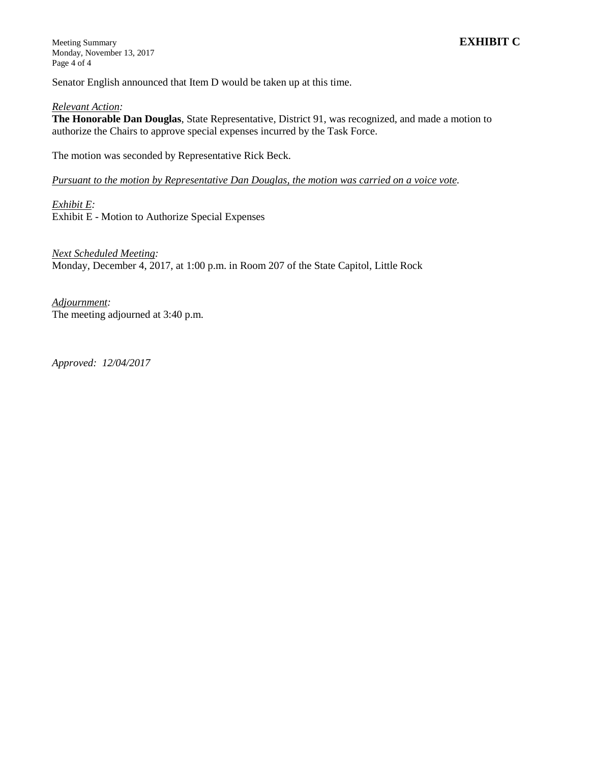**EXHIBIT C**

Senator English announced that Item D would be taken up at this time.

*Relevant Action:*
**The Honorable Dan Douglas**, State Representative, District 91, was recognized, and made a motion to authorize the Chairs to approve special expenses incurred by the Task Force.

The motion was seconded by Representative Rick Beck.

*Pursuant to the motion by Representative Dan Douglas, the motion was carried on a voice vote.*

*Exhibit E:*
Exhibit E - Motion to Authorize Special Expenses

*Next Scheduled Meeting:*
Monday, December 4, 2017, at 1:00 p.m. in Room 207 of the State Capitol, Little Rock

*Adjournment:*
The meeting adjourned at 3:40 p.m.

*Approved: 12/04/2017*